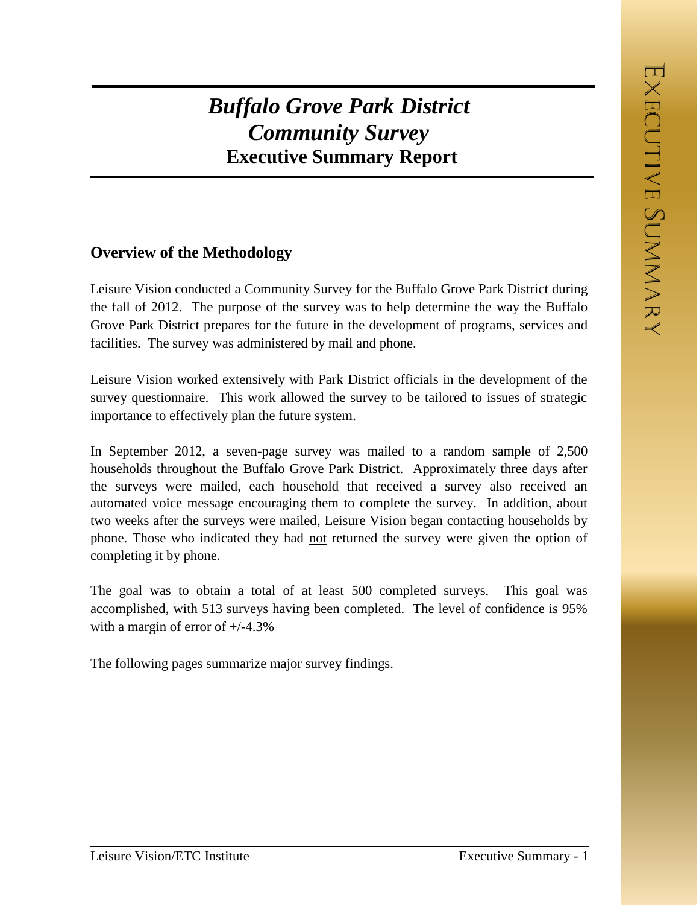# *Buffalo Grove Park District Community Survey*
## Executive Summary Report

### Overview of the Methodology

Leisure Vision conducted a Community Survey for the Buffalo Grove Park District during the fall of 2012. The purpose of the survey was to help determine the way the Buffalo Grove Park District prepares for the future in the development of programs, services and facilities. The survey was administered by mail and phone.

Leisure Vision worked extensively with Park District officials in the development of the survey questionnaire. This work allowed the survey to be tailored to issues of strategic importance to effectively plan the future system.

In September 2012, a seven-page survey was mailed to a random sample of 2,500 households throughout the Buffalo Grove Park District. Approximately three days after the surveys were mailed, each household that received a survey also received an automated voice message encouraging them to complete the survey. In addition, about two weeks after the surveys were mailed, Leisure Vision began contacting households by phone. Those who indicated they had <u>not</u> returned the survey were given the option of completing it by phone.

The goal was to obtain a total of at least 500 completed surveys. This goal was accomplished, with 513 surveys having been completed. The level of confidence is 95% with a margin of error of +/-4.3%

The following pages summarize major survey findings.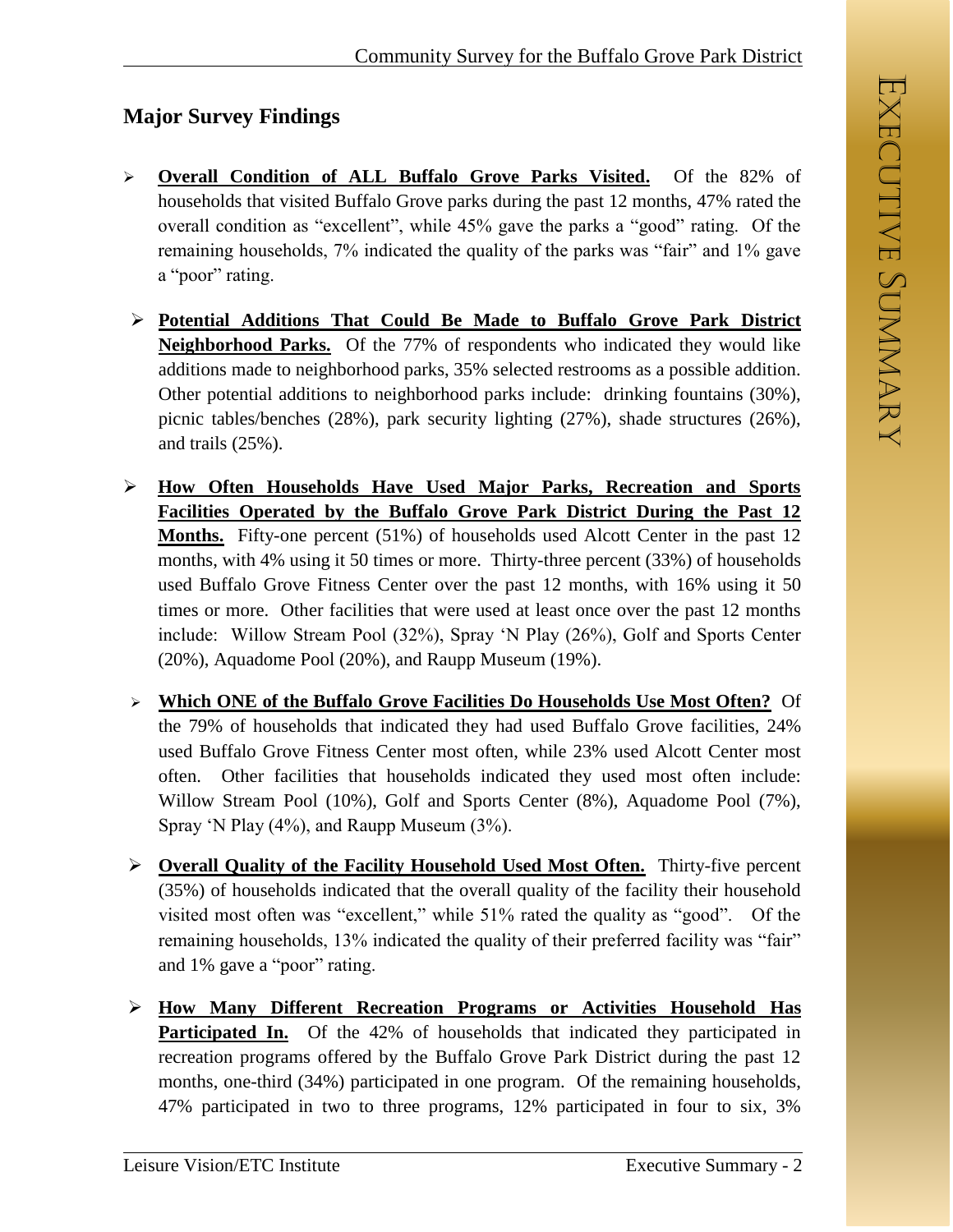## Major Survey Findings

- **Overall Condition of ALL Buffalo Grove Parks Visited.** Of the 82% of households that visited Buffalo Grove parks during the past 12 months, 47% rated the overall condition as "excellent", while 45% gave the parks a "good" rating. Of the remaining households, 7% indicated the quality of the parks was "fair" and 1% gave a "poor" rating.

- **Potential Additions That Could Be Made to Buffalo Grove Park District Neighborhood Parks.** Of the 77% of respondents who indicated they would like additions made to neighborhood parks, 35% selected restrooms as a possible addition. Other potential additions to neighborhood parks include: drinking fountains (30%), picnic tables/benches (28%), park security lighting (27%), shade structures (26%), and trails (25%).

- **How Often Households Have Used Major Parks, Recreation and Sports Facilities Operated by the Buffalo Grove Park District During the Past 12 Months.** Fifty-one percent (51%) of households used Alcott Center in the past 12 months, with 4% using it 50 times or more. Thirty-three percent (33%) of households used Buffalo Grove Fitness Center over the past 12 months, with 16% using it 50 times or more. Other facilities that were used at least once over the past 12 months include: Willow Stream Pool (32%), Spray 'N Play (26%), Golf and Sports Center (20%), Aquadome Pool (20%), and Raupp Museum (19%).

- **Which ONE of the Buffalo Grove Facilities Do Households Use Most Often?** Of the 79% of households that indicated they had used Buffalo Grove facilities, 24% used Buffalo Grove Fitness Center most often, while 23% used Alcott Center most often. Other facilities that households indicated they used most often include: Willow Stream Pool (10%), Golf and Sports Center (8%), Aquadome Pool (7%), Spray 'N Play (4%), and Raupp Museum (3%).

- **Overall Quality of the Facility Household Used Most Often.** Thirty-five percent (35%) of households indicated that the overall quality of the facility their household visited most often was "excellent," while 51% rated the quality as "good". Of the remaining households, 13% indicated the quality of their preferred facility was "fair" and 1% gave a "poor" rating.

- **How Many Different Recreation Programs or Activities Household Has Participated In.** Of the 42% of households that indicated they participated in recreation programs offered by the Buffalo Grove Park District during the past 12 months, one-third (34%) participated in one program. Of the remaining households, 47% participated in two to three programs, 12% participated in four to six, 3%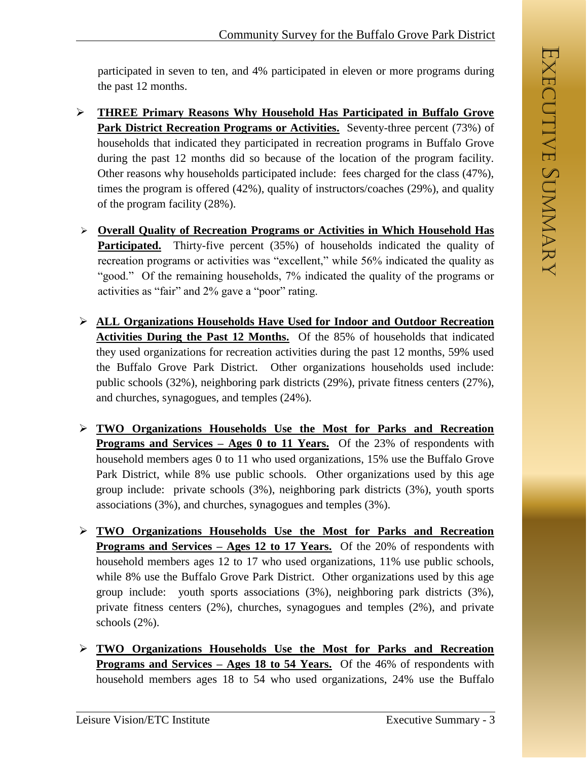participated in seven to ten, and 4% participated in eleven or more programs during the past 12 months.

- **THREE Primary Reasons Why Household Has Participated in Buffalo Grove Park District Recreation Programs or Activities.** Seventy-three percent (73%) of households that indicated they participated in recreation programs in Buffalo Grove during the past 12 months did so because of the location of the program facility. Other reasons why households participated include: fees charged for the class (47%), times the program is offered (42%), quality of instructors/coaches (29%), and quality of the program facility (28%).

- **Overall Quality of Recreation Programs or Activities in Which Household Has Participated.** Thirty-five percent (35%) of households indicated the quality of recreation programs or activities was "excellent," while 56% indicated the quality as "good." Of the remaining households, 7% indicated the quality of the programs or activities as "fair" and 2% gave a "poor" rating.

- **ALL Organizations Households Have Used for Indoor and Outdoor Recreation Activities During the Past 12 Months.** Of the 85% of households that indicated they used organizations for recreation activities during the past 12 months, 59% used the Buffalo Grove Park District. Other organizations households used include: public schools (32%), neighboring park districts (29%), private fitness centers (27%), and churches, synagogues, and temples (24%).

- **TWO Organizations Households Use the Most for Parks and Recreation Programs and Services – Ages 0 to 11 Years.** Of the 23% of respondents with household members ages 0 to 11 who used organizations, 15% use the Buffalo Grove Park District, while 8% use public schools. Other organizations used by this age group include: private schools (3%), neighboring park districts (3%), youth sports associations (3%), and churches, synagogues and temples (3%).

- **TWO Organizations Households Use the Most for Parks and Recreation Programs and Services – Ages 12 to 17 Years.** Of the 20% of respondents with household members ages 12 to 17 who used organizations, 11% use public schools, while 8% use the Buffalo Grove Park District. Other organizations used by this age group include: youth sports associations (3%), neighboring park districts (3%), private fitness centers (2%), churches, synagogues and temples (2%), and private schools (2%).

- **TWO Organizations Households Use the Most for Parks and Recreation Programs and Services – Ages 18 to 54 Years.** Of the 46% of respondents with household members ages 18 to 54 who used organizations, 24% use the Buffalo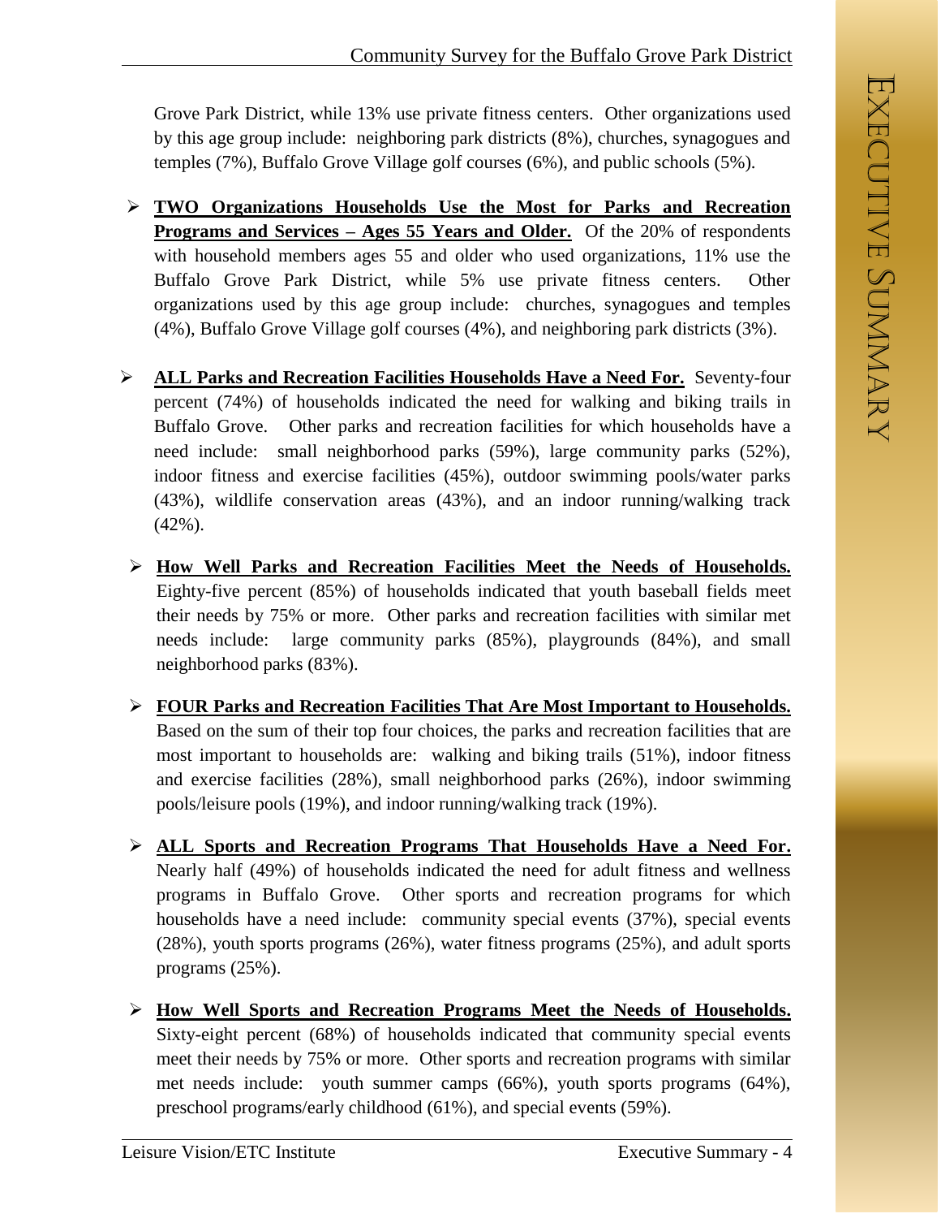Grove Park District, while 13% use private fitness centers. Other organizations used by this age group include: neighboring park districts (8%), churches, synagogues and temples (7%), Buffalo Grove Village golf courses (6%), and public schools (5%).

- **TWO Organizations Households Use the Most for Parks and Recreation Programs and Services – Ages 55 Years and Older.** Of the 20% of respondents with household members ages 55 and older who used organizations, 11% use the Buffalo Grove Park District, while 5% use private fitness centers. Other organizations used by this age group include: churches, synagogues and temples (4%), Buffalo Grove Village golf courses (4%), and neighboring park districts (3%).

- **ALL Parks and Recreation Facilities Households Have a Need For.** Seventy-four percent (74%) of households indicated the need for walking and biking trails in Buffalo Grove. Other parks and recreation facilities for which households have a need include: small neighborhood parks (59%), large community parks (52%), indoor fitness and exercise facilities (45%), outdoor swimming pools/water parks (43%), wildlife conservation areas (43%), and an indoor running/walking track (42%).

- **How Well Parks and Recreation Facilities Meet the Needs of Households.** Eighty-five percent (85%) of households indicated that youth baseball fields meet their needs by 75% or more. Other parks and recreation facilities with similar met needs include: large community parks (85%), playgrounds (84%), and small neighborhood parks (83%).

- **FOUR Parks and Recreation Facilities That Are Most Important to Households.** Based on the sum of their top four choices, the parks and recreation facilities that are most important to households are: walking and biking trails (51%), indoor fitness and exercise facilities (28%), small neighborhood parks (26%), indoor swimming pools/leisure pools (19%), and indoor running/walking track (19%).

- **ALL Sports and Recreation Programs That Households Have a Need For.** Nearly half (49%) of households indicated the need for adult fitness and wellness programs in Buffalo Grove. Other sports and recreation programs for which households have a need include: community special events (37%), special events (28%), youth sports programs (26%), water fitness programs (25%), and adult sports programs (25%).

- **How Well Sports and Recreation Programs Meet the Needs of Households.** Sixty-eight percent (68%) of households indicated that community special events meet their needs by 75% or more. Other sports and recreation programs with similar met needs include: youth summer camps (66%), youth sports programs (64%), preschool programs/early childhood (61%), and special events (59%).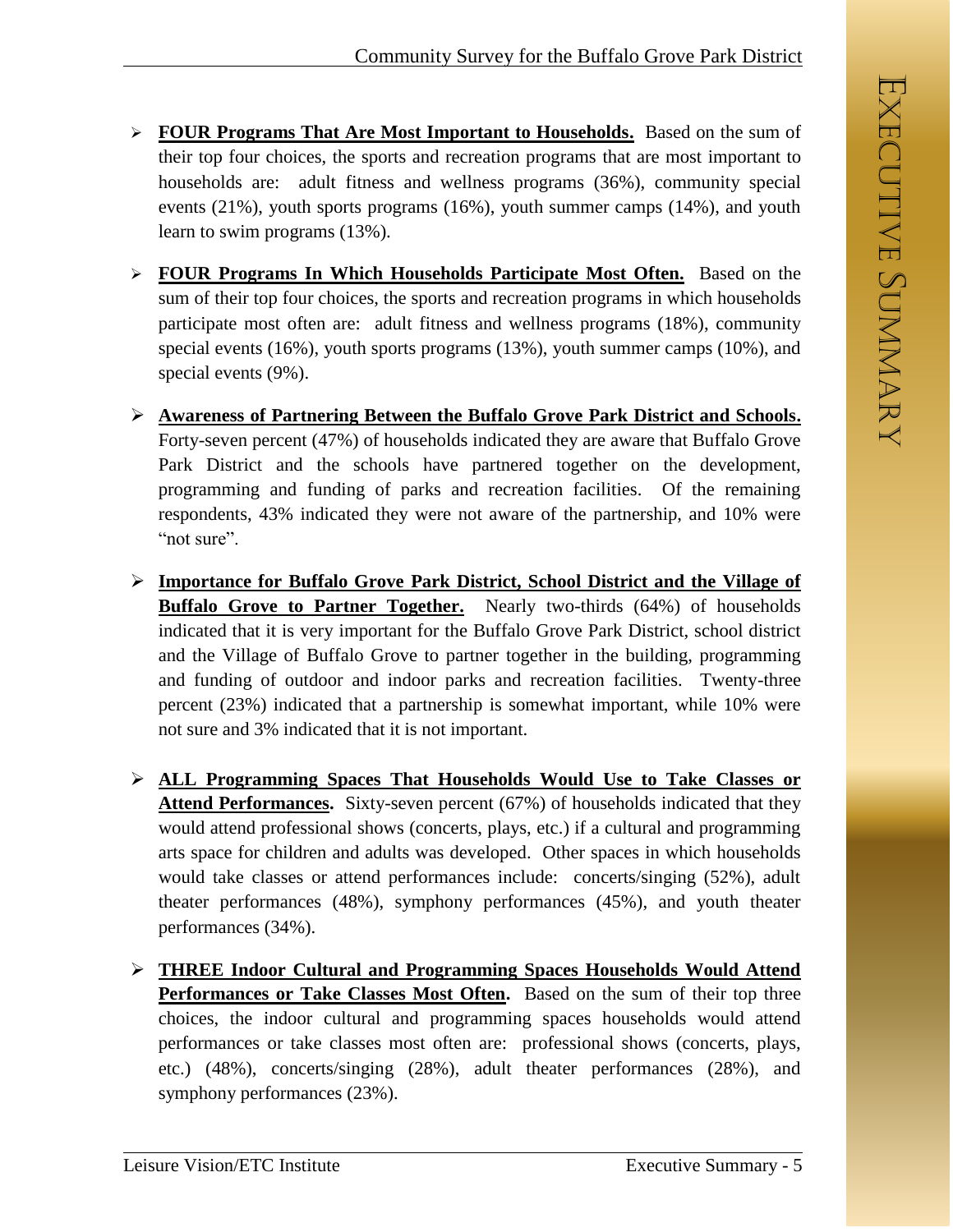- **FOUR Programs That Are Most Important to Households.** Based on the sum of their top four choices, the sports and recreation programs that are most important to households are: adult fitness and wellness programs (36%), community special events (21%), youth sports programs (16%), youth summer camps (14%), and youth learn to swim programs (13%).

- **FOUR Programs In Which Households Participate Most Often.** Based on the sum of their top four choices, the sports and recreation programs in which households participate most often are: adult fitness and wellness programs (18%), community special events (16%), youth sports programs (13%), youth summer camps (10%), and special events (9%).

- **Awareness of Partnering Between the Buffalo Grove Park District and Schools.** Forty-seven percent (47%) of households indicated they are aware that Buffalo Grove Park District and the schools have partnered together on the development, programming and funding of parks and recreation facilities. Of the remaining respondents, 43% indicated they were not aware of the partnership, and 10% were "not sure".

- **Importance for Buffalo Grove Park District, School District and the Village of Buffalo Grove to Partner Together.** Nearly two-thirds (64%) of households indicated that it is very important for the Buffalo Grove Park District, school district and the Village of Buffalo Grove to partner together in the building, programming and funding of outdoor and indoor parks and recreation facilities. Twenty-three percent (23%) indicated that a partnership is somewhat important, while 10% were not sure and 3% indicated that it is not important.

- **ALL Programming Spaces That Households Would Use to Take Classes or Attend Performances.** Sixty-seven percent (67%) of households indicated that they would attend professional shows (concerts, plays, etc.) if a cultural and programming arts space for children and adults was developed. Other spaces in which households would take classes or attend performances include: concerts/singing (52%), adult theater performances (48%), symphony performances (45%), and youth theater performances (34%).

- **THREE Indoor Cultural and Programming Spaces Households Would Attend Performances or Take Classes Most Often.** Based on the sum of their top three choices, the indoor cultural and programming spaces households would attend performances or take classes most often are: professional shows (concerts, plays, etc.) (48%), concerts/singing (28%), adult theater performances (28%), and symphony performances (23%).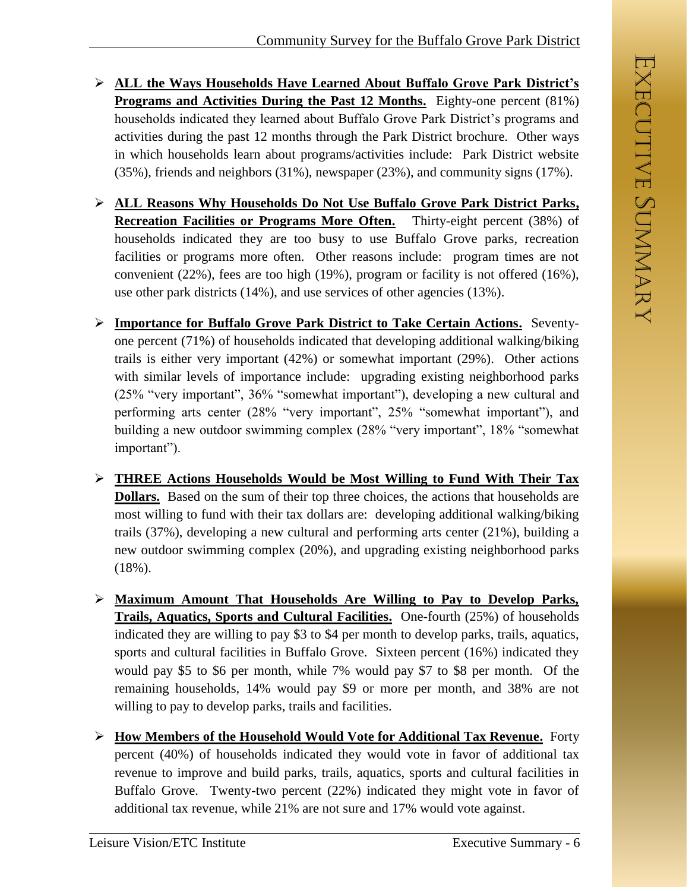- **ALL the Ways Households Have Learned About Buffalo Grove Park District's Programs and Activities During the Past 12 Months.** Eighty-one percent (81%) households indicated they learned about Buffalo Grove Park District's programs and activities during the past 12 months through the Park District brochure. Other ways in which households learn about programs/activities include: Park District website (35%), friends and neighbors (31%), newspaper (23%), and community signs (17%).

- **ALL Reasons Why Households Do Not Use Buffalo Grove Park District Parks, Recreation Facilities or Programs More Often.** Thirty-eight percent (38%) of households indicated they are too busy to use Buffalo Grove parks, recreation facilities or programs more often. Other reasons include: program times are not convenient (22%), fees are too high (19%), program or facility is not offered (16%), use other park districts (14%), and use services of other agencies (13%).

- **Importance for Buffalo Grove Park District to Take Certain Actions.** Seventy-one percent (71%) of households indicated that developing additional walking/biking trails is either very important (42%) or somewhat important (29%). Other actions with similar levels of importance include: upgrading existing neighborhood parks (25% "very important", 36% "somewhat important"), developing a new cultural and performing arts center (28% "very important", 25% "somewhat important"), and building a new outdoor swimming complex (28% "very important", 18% "somewhat important").

- **THREE Actions Households Would be Most Willing to Fund With Their Tax Dollars.** Based on the sum of their top three choices, the actions that households are most willing to fund with their tax dollars are: developing additional walking/biking trails (37%), developing a new cultural and performing arts center (21%), building a new outdoor swimming complex (20%), and upgrading existing neighborhood parks (18%).

- **Maximum Amount That Households Are Willing to Pay to Develop Parks, Trails, Aquatics, Sports and Cultural Facilities.** One-fourth (25%) of households indicated they are willing to pay $3 to $4 per month to develop parks, trails, aquatics, sports and cultural facilities in Buffalo Grove. Sixteen percent (16%) indicated they would pay $5 to $6 per month, while 7% would pay $7 to $8 per month. Of the remaining households, 14% would pay $9 or more per month, and 38% are not willing to pay to develop parks, trails and facilities.

- **How Members of the Household Would Vote for Additional Tax Revenue.** Forty percent (40%) of households indicated they would vote in favor of additional tax revenue to improve and build parks, trails, aquatics, sports and cultural facilities in Buffalo Grove. Twenty-two percent (22%) indicated they might vote in favor of additional tax revenue, while 21% are not sure and 17% would vote against.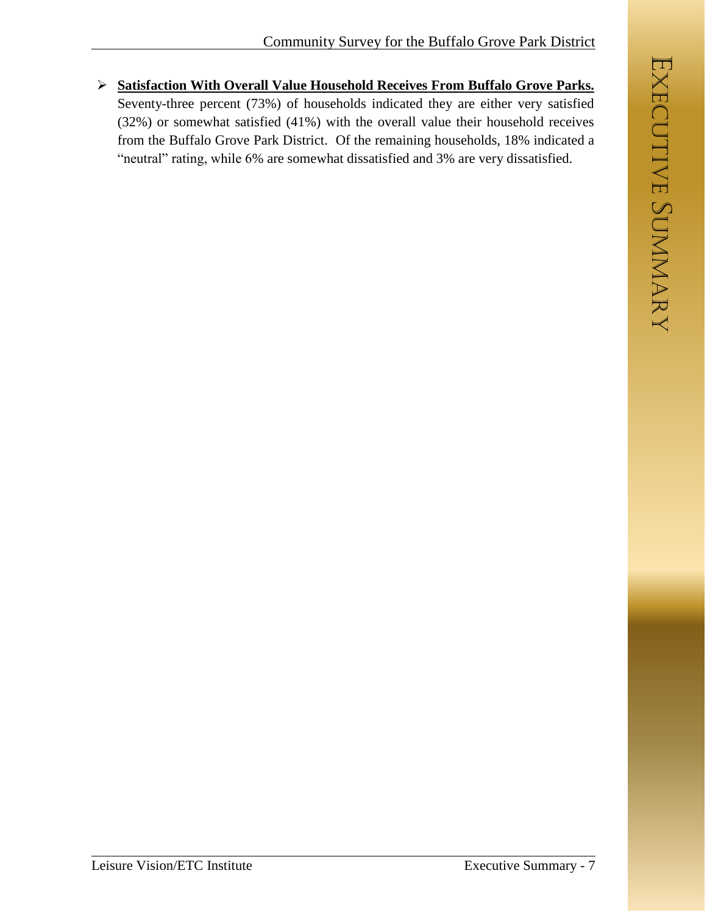- **Satisfaction With Overall Value Household Receives From Buffalo Grove Parks.** Seventy-three percent (73%) of households indicated they are either very satisfied (32%) or somewhat satisfied (41%) with the overall value their household receives from the Buffalo Grove Park District. Of the remaining households, 18% indicated a "neutral" rating, while 6% are somewhat dissatisfied and 3% are very dissatisfied.